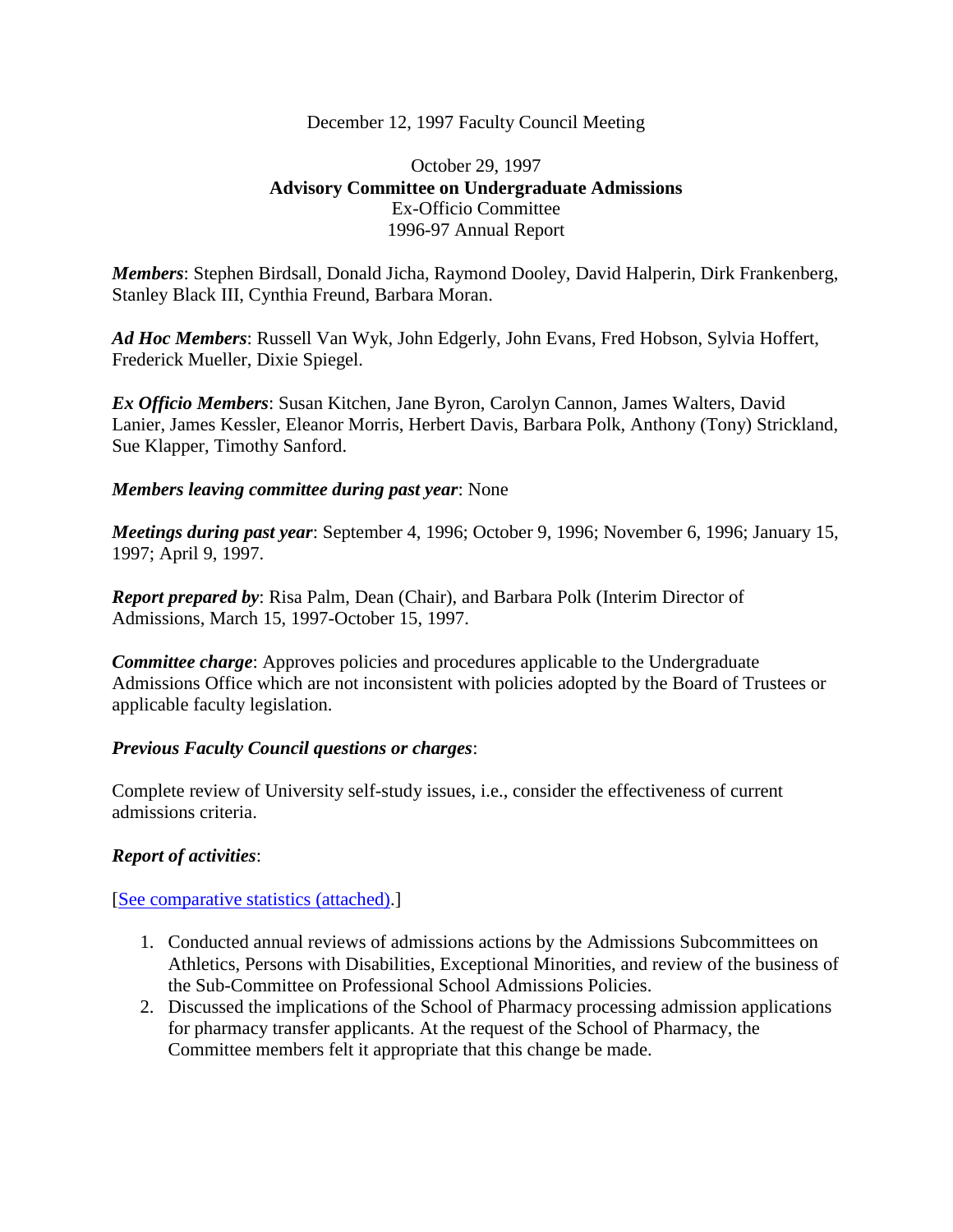December 12, 1997 Faculty Council Meeting

October 29, 1997
**Advisory Committee on Undergraduate Admissions**
Ex-Officio Committee
1996-97 Annual Report

***Members***: Stephen Birdsall, Donald Jicha, Raymond Dooley, David Halperin, Dirk Frankenberg, Stanley Black III, Cynthia Freund, Barbara Moran.

***Ad Hoc Members***: Russell Van Wyk, John Edgerly, John Evans, Fred Hobson, Sylvia Hoffert, Frederick Mueller, Dixie Spiegel.

***Ex Officio Members***: Susan Kitchen, Jane Byron, Carolyn Cannon, James Walters, David Lanier, James Kessler, Eleanor Morris, Herbert Davis, Barbara Polk, Anthony (Tony) Strickland, Sue Klapper, Timothy Sanford.

***Members leaving committee during past year***: None

***Meetings during past year***: September 4, 1996; October 9, 1996; November 6, 1996; January 15, 1997; April 9, 1997.

***Report prepared by***: Risa Palm, Dean (Chair), and Barbara Polk (Interim Director of Admissions, March 15, 1997-October 15, 1997.

***Committee charge***: Approves policies and procedures applicable to the Undergraduate Admissions Office which are not inconsistent with policies adopted by the Board of Trustees or applicable faculty legislation.

***Previous Faculty Council questions or charges***:

Complete review of University self-study issues, i.e., consider the effectiveness of current admissions criteria.

***Report of activities***:

[See comparative statistics (attached).]

1. Conducted annual reviews of admissions actions by the Admissions Subcommittees on Athletics, Persons with Disabilities, Exceptional Minorities, and review of the business of the Sub-Committee on Professional School Admissions Policies.
2. Discussed the implications of the School of Pharmacy processing admission applications for pharmacy transfer applicants. At the request of the School of Pharmacy, the Committee members felt it appropriate that this change be made.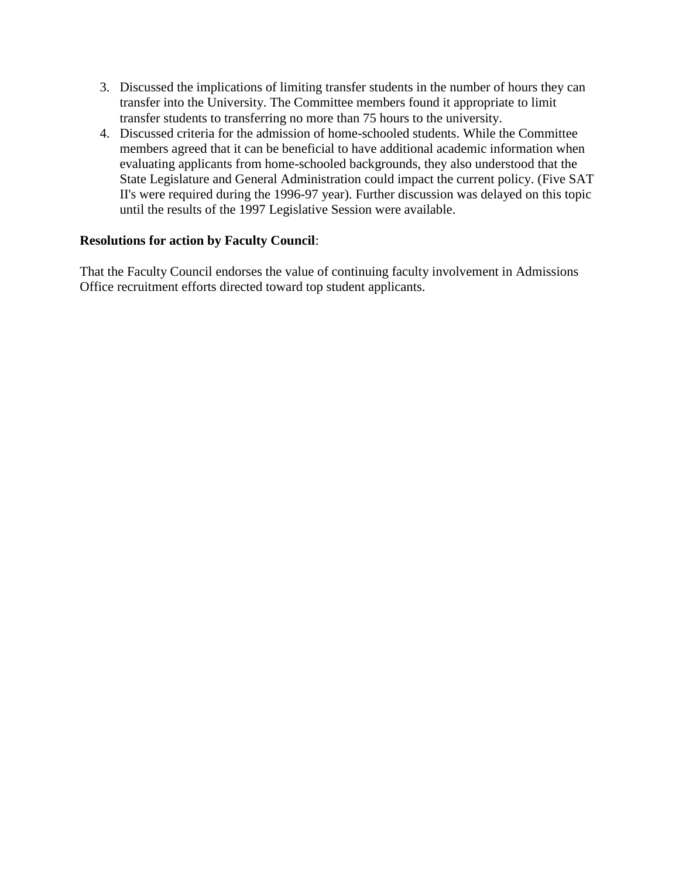3. Discussed the implications of limiting transfer students in the number of hours they can transfer into the University. The Committee members found it appropriate to limit transfer students to transferring no more than 75 hours to the university.
4. Discussed criteria for the admission of home-schooled students. While the Committee members agreed that it can be beneficial to have additional academic information when evaluating applicants from home-schooled backgrounds, they also understood that the State Legislature and General Administration could impact the current policy. (Five SAT II's were required during the 1996-97 year). Further discussion was delayed on this topic until the results of the 1997 Legislative Session were available.

**Resolutions for action by Faculty Council**:

That the Faculty Council endorses the value of continuing faculty involvement in Admissions Office recruitment efforts directed toward top student applicants.